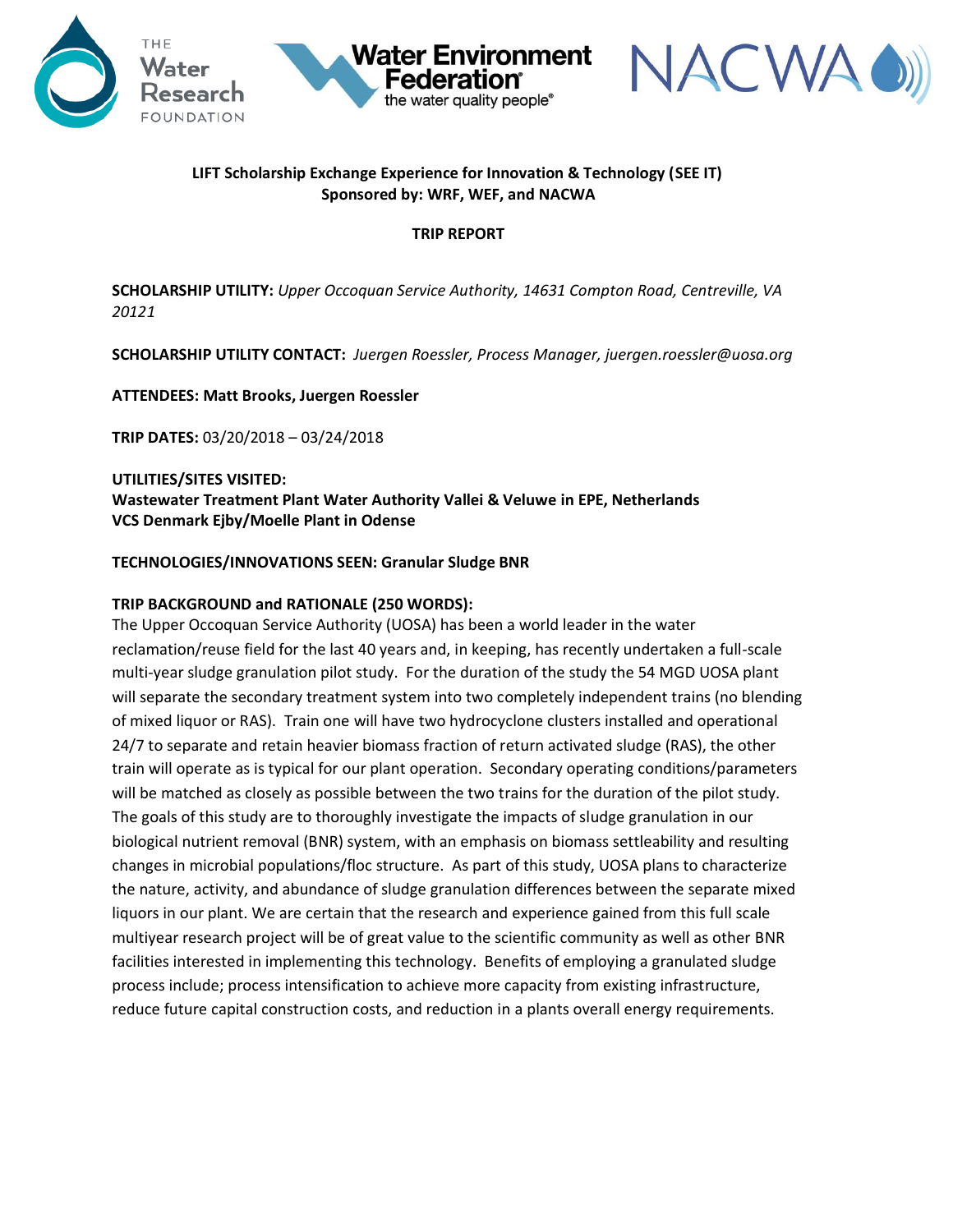**LIFT Scholarship Exchange Experience for Innovation & Technology (SEE IT)**
**Sponsored by: WRF, WEF, and NACWA**

**TRIP REPORT**

**SCHOLARSHIP UTILITY:** *Upper Occoquan Service Authority, 14631 Compton Road, Centreville, VA 20121*

**SCHOLARSHIP UTILITY CONTACT:** *Juergen Roessler, Process Manager, juergen.roessler@uosa.org*

**ATTENDEES: Matt Brooks, Juergen Roessler**

**TRIP DATES:** 03/20/2018 – 03/24/2018

**UTILITIES/SITES VISITED:**
**Wastewater Treatment Plant Water Authority Vallei & Veluwe in EPE, Netherlands**
**VCS Denmark Ejby/Moelle Plant in Odense**

**TECHNOLOGIES/INNOVATIONS SEEN: Granular Sludge BNR**

**TRIP BACKGROUND and RATIONALE (250 WORDS):**

The Upper Occoquan Service Authority (UOSA) has been a world leader in the water reclamation/reuse field for the last 40 years and, in keeping, has recently undertaken a full-scale multi-year sludge granulation pilot study. For the duration of the study the 54 MGD UOSA plant will separate the secondary treatment system into two completely independent trains (no blending of mixed liquor or RAS). Train one will have two hydrocyclone clusters installed and operational 24/7 to separate and retain heavier biomass fraction of return activated sludge (RAS), the other train will operate as is typical for our plant operation. Secondary operating conditions/parameters will be matched as closely as possible between the two trains for the duration of the pilot study. The goals of this study are to thoroughly investigate the impacts of sludge granulation in our biological nutrient removal (BNR) system, with an emphasis on biomass settleability and resulting changes in microbial populations/floc structure. As part of this study, UOSA plans to characterize the nature, activity, and abundance of sludge granulation differences between the separate mixed liquors in our plant. We are certain that the research and experience gained from this full scale multiyear research project will be of great value to the scientific community as well as other BNR facilities interested in implementing this technology. Benefits of employing a granulated sludge process include; process intensification to achieve more capacity from existing infrastructure, reduce future capital construction costs, and reduction in a plants overall energy requirements.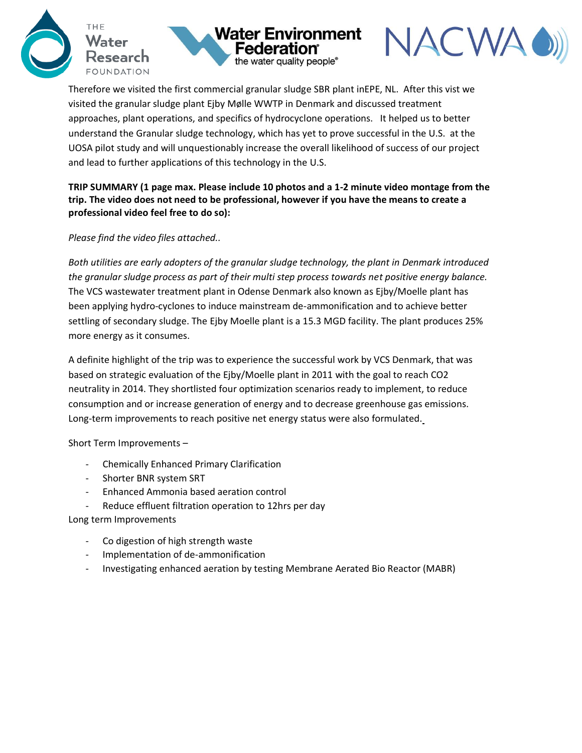Therefore we visited the first commercial granular sludge SBR plant inEPE, NL. After this vist we visited the granular sludge plant Ejby Mølle WWTP in Denmark and discussed treatment approaches, plant operations, and specifics of hydrocyclone operations. It helped us to better understand the Granular sludge technology, which has yet to prove successful in the U.S. at the UOSA pilot study and will unquestionably increase the overall likelihood of success of our project and lead to further applications of this technology in the U.S.

**TRIP SUMMARY (1 page max. Please include 10 photos and a 1-2 minute video montage from the trip. The video does not need to be professional, however if you have the means to create a professional video feel free to do so):**

*Please find the video files attached..*

*Both utilities are early adopters of the granular sludge technology, the plant in Denmark introduced the granular sludge process as part of their multi step process towards net positive energy balance.* The VCS wastewater treatment plant in Odense Denmark also known as Ejby/Moelle plant has been applying hydro-cyclones to induce mainstream de-ammonification and to achieve better settling of secondary sludge. The Ejby Moelle plant is a 15.3 MGD facility. The plant produces 25% more energy as it consumes.

A definite highlight of the trip was to experience the successful work by VCS Denmark, that was based on strategic evaluation of the Ejby/Moelle plant in 2011 with the goal to reach $CO_2$ neutrality in 2014. They shortlisted four optimization scenarios ready to implement, to reduce consumption and or increase generation of energy and to decrease greenhouse gas emissions. Long-term improvements to reach positive net energy status were also formulated.

Short Term Improvements –

- Chemically Enhanced Primary Clarification
- Shorter BNR system SRT
- Enhanced Ammonia based aeration control
- Reduce effluent filtration operation to 12hrs per day

Long term Improvements

- Co digestion of high strength waste
- Implementation of de-ammonification
- Investigating enhanced aeration by testing Membrane Aerated Bio Reactor (MABR)